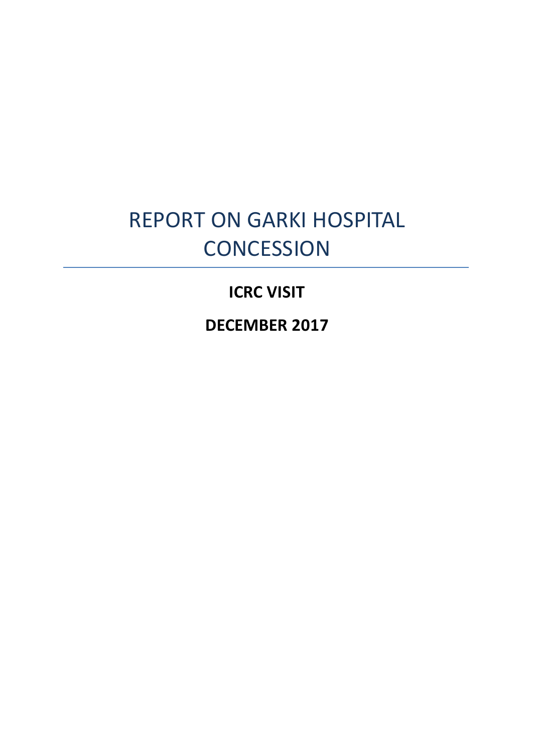# REPORT ON GARKI HOSPITAL CONCESSION

**ICRC VISIT**

**DECEMBER 2017**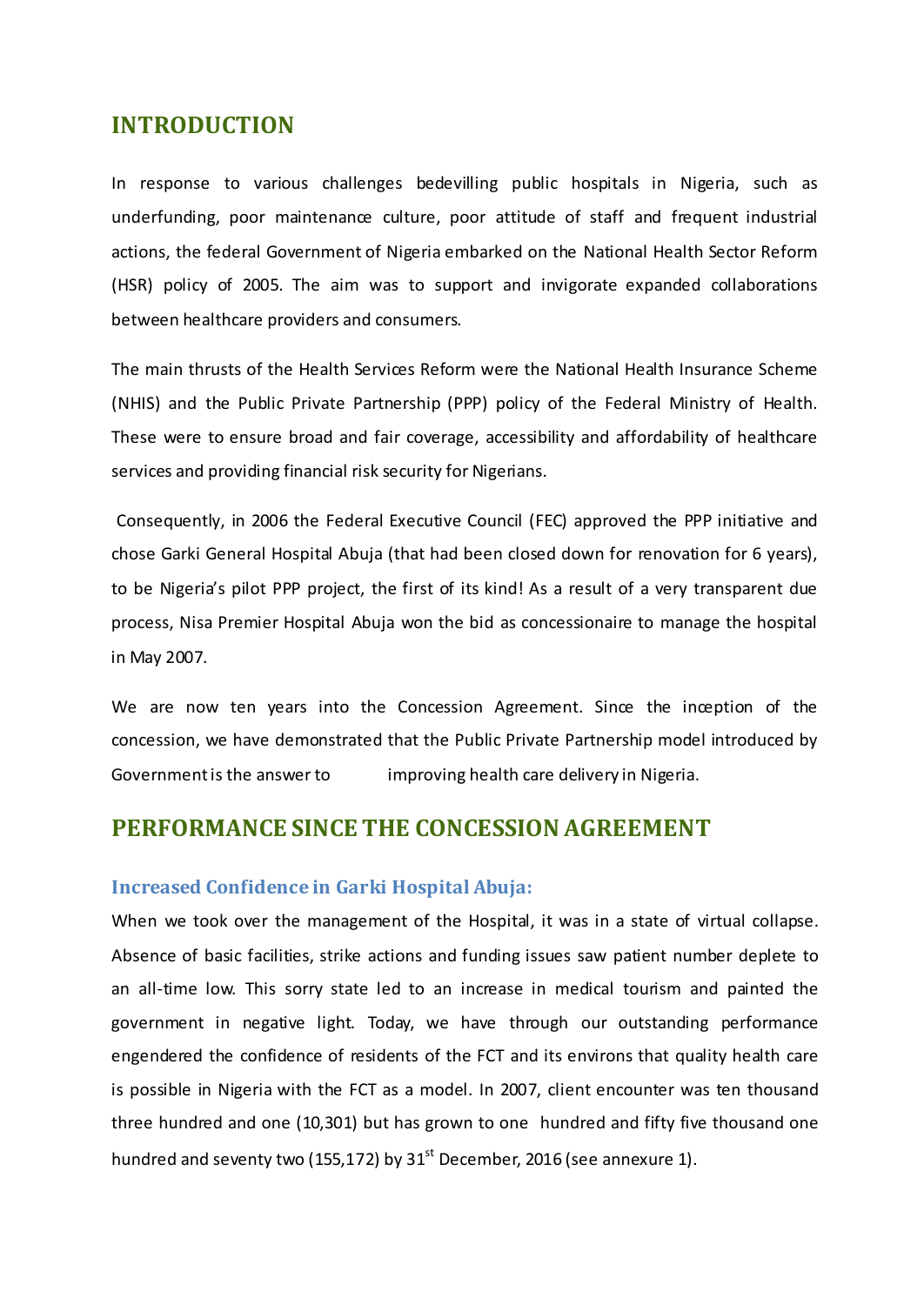## INTRODUCTION

In response to various challenges bedevilling public hospitals in Nigeria, such as underfunding, poor maintenance culture, poor attitude of staff and frequent industrial actions, the federal Government of Nigeria embarked on the National Health Sector Reform (HSR) policy of 2005. The aim was to support and invigorate expanded collaborations between healthcare providers and consumers.

The main thrusts of the Health Services Reform were the National Health Insurance Scheme (NHIS) and the Public Private Partnership (PPP) policy of the Federal Ministry of Health. These were to ensure broad and fair coverage, accessibility and affordability of healthcare services and providing financial risk security for Nigerians.

Consequently, in 2006 the Federal Executive Council (FEC) approved the PPP initiative and chose Garki General Hospital Abuja (that had been closed down for renovation for 6 years), to be Nigeria's pilot PPP project, the first of its kind! As a result of a very transparent due process, Nisa Premier Hospital Abuja won the bid as concessionaire to manage the hospital in May 2007.

We are now ten years into the Concession Agreement. Since the inception of the concession, we have demonstrated that the Public Private Partnership model introduced by Government is the answer to improving health care delivery in Nigeria.

## PERFORMANCE SINCE THE CONCESSION AGREEMENT

### Increased Confidence in Garki Hospital Abuja:

When we took over the management of the Hospital, it was in a state of virtual collapse. Absence of basic facilities, strike actions and funding issues saw patient number deplete to an all-time low. This sorry state led to an increase in medical tourism and painted the government in negative light. Today, we have through our outstanding performance engendered the confidence of residents of the FCT and its environs that quality health care is possible in Nigeria with the FCT as a model. In 2007, client encounter was ten thousand three hundred and one (10,301) but has grown to one hundred and fifty five thousand one hundred and seventy two (155,172) by 31st December, 2016 (see annexure 1).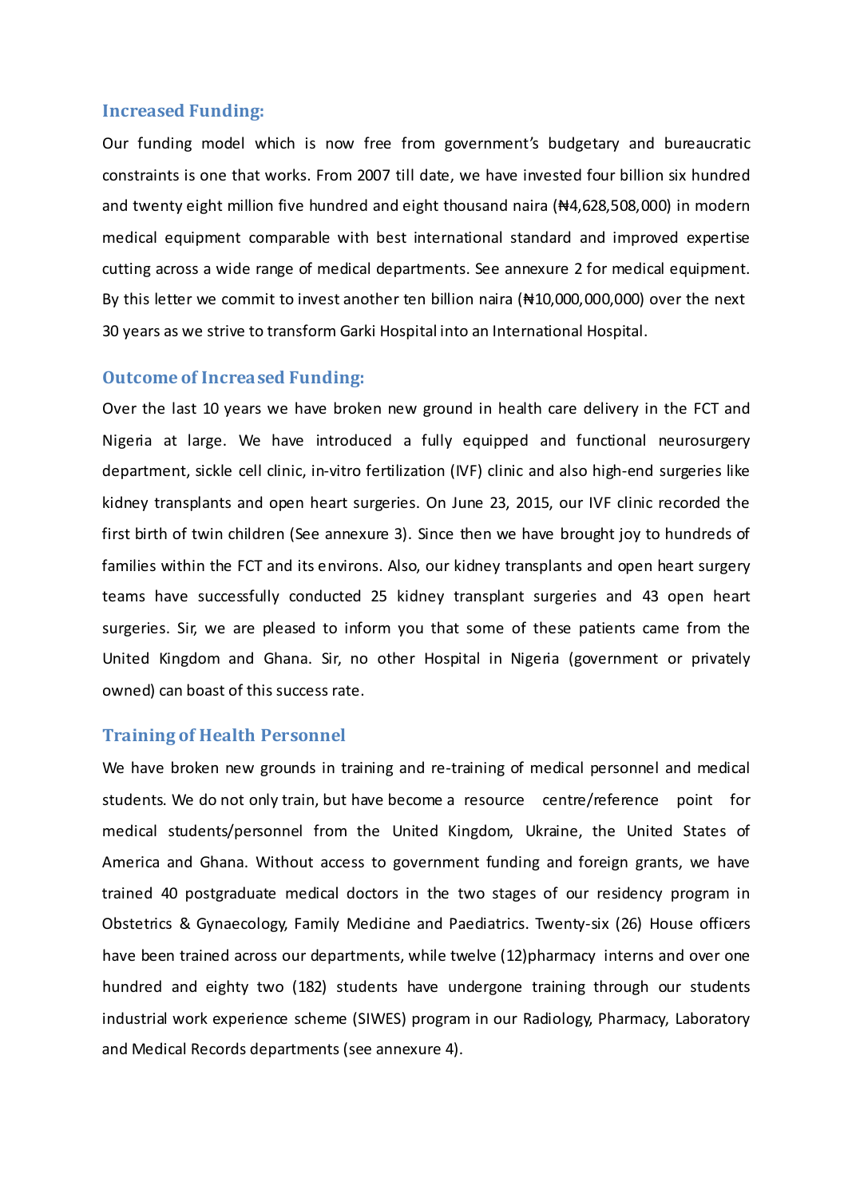## Increased Funding:

Our funding model which is now free from government's budgetary and bureaucratic constraints is one that works. From 2007 till date, we have invested four billion six hundred and twenty eight million five hundred and eight thousand naira (₦4,628,508,000) in modern medical equipment comparable with best international standard and improved expertise cutting across a wide range of medical departments. See annexure 2 for medical equipment. By this letter we commit to invest another ten billion naira (₦10,000,000,000) over the next 30 years as we strive to transform Garki Hospital into an International Hospital.

## Outcome of Increased Funding:

Over the last 10 years we have broken new ground in health care delivery in the FCT and Nigeria at large. We have introduced a fully equipped and functional neurosurgery department, sickle cell clinic, in-vitro fertilization (IVF) clinic and also high-end surgeries like kidney transplants and open heart surgeries. On June 23, 2015, our IVF clinic recorded the first birth of twin children (See annexure 3). Since then we have brought joy to hundreds of families within the FCT and its environs. Also, our kidney transplants and open heart surgery teams have successfully conducted 25 kidney transplant surgeries and 43 open heart surgeries. Sir, we are pleased to inform you that some of these patients came from the United Kingdom and Ghana. Sir, no other Hospital in Nigeria (government or privately owned) can boast of this success rate.

## Training of Health Personnel

We have broken new grounds in training and re-training of medical personnel and medical students. We do not only train, but have become a resource centre/reference point for medical students/personnel from the United Kingdom, Ukraine, the United States of America and Ghana. Without access to government funding and foreign grants, we have trained 40 postgraduate medical doctors in the two stages of our residency program in Obstetrics & Gynaecology, Family Medicine and Paediatrics. Twenty-six (26) House officers have been trained across our departments, while twelve (12)pharmacy interns and over one hundred and eighty two (182) students have undergone training through our students industrial work experience scheme (SIWES) program in our Radiology, Pharmacy, Laboratory and Medical Records departments (see annexure 4).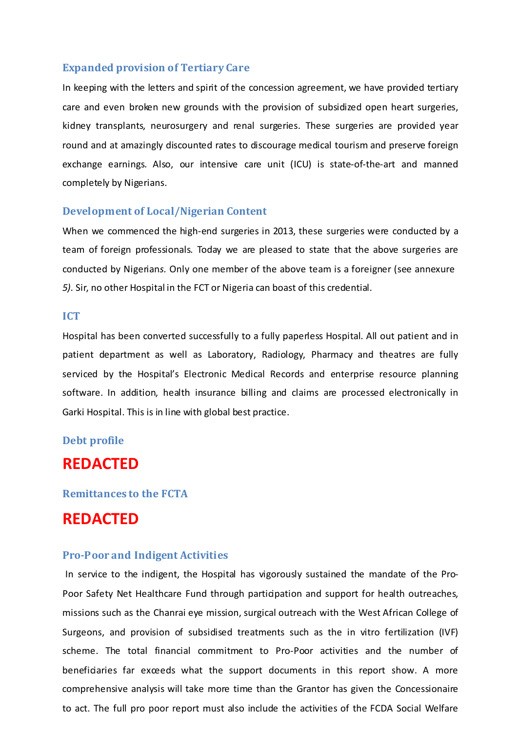### Expanded provision of Tertiary Care

In keeping with the letters and spirit of the concession agreement, we have provided tertiary care and even broken new grounds with the provision of subsidized open heart surgeries, kidney transplants, neurosurgery and renal surgeries. These surgeries are provided year round and at amazingly discounted rates to discourage medical tourism and preserve foreign exchange earnings. Also, our intensive care unit (ICU) is state-of-the-art and manned completely by Nigerians.

### Development of Local/Nigerian Content

When we commenced the high-end surgeries in 2013, these surgeries were conducted by a team of foreign professionals. Today we are pleased to state that the above surgeries are conducted by Nigerian*s.* Only one member of the above team is a foreigner (see annexure *5).* Sir, no other Hospital in the FCT or Nigeria can boast of this credential.

### ICT

Hospital has been converted successfully to a fully paperless Hospital. All out patient and in patient department as well as Laboratory, Radiology, Pharmacy and theatres are fully serviced by the Hospital's Electronic Medical Records and enterprise resource planning software. In addition, health insurance billing and claims are processed electronically in Garki Hospital. This is in line with global best practice.

### Debt profile

**REDACTED**

### Remittances to the FCTA

**REDACTED**

### Pro-Poor and Indigent Activities

In service to the indigent, the Hospital has vigorously sustained the mandate of the Pro-Poor Safety Net Healthcare Fund through participation and support for health outreaches, missions such as the Chanrai eye mission, surgical outreach with the West African College of Surgeons, and provision of subsidised treatments such as the in vitro fertilization (IVF) scheme. The total financial commitment to Pro-Poor activities and the number of beneficiaries far exceeds what the support documents in this report show. A more comprehensive analysis will take more time than the Grantor has given the Concessionaire to act. The full pro poor report must also include the activities of the FCDA Social Welfare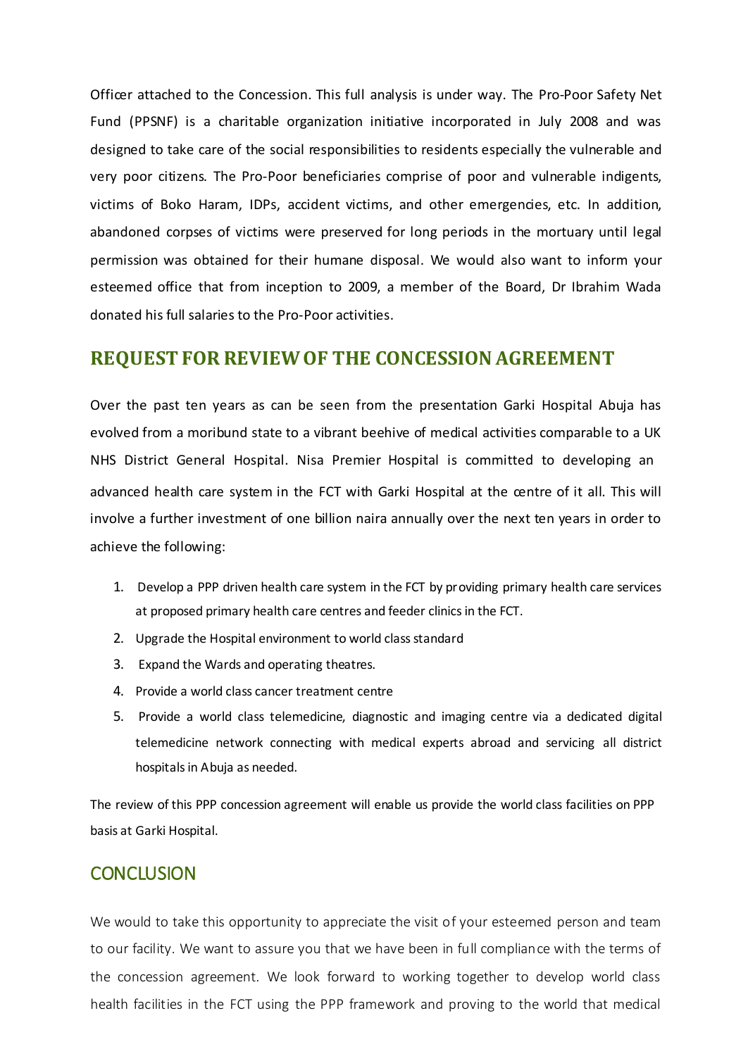Officer attached to the Concession. This full analysis is under way. The Pro-Poor Safety Net Fund (PPSNF) is a charitable organization initiative incorporated in July 2008 and was designed to take care of the social responsibilities to residents especially the vulnerable and very poor citizens. The Pro-Poor beneficiaries comprise of poor and vulnerable indigents, victims of Boko Haram, IDPs, accident victims, and other emergencies, etc. In addition, abandoned corpses of victims were preserved for long periods in the mortuary until legal permission was obtained for their humane disposal. We would also want to inform your esteemed office that from inception to 2009, a member of the Board, Dr Ibrahim Wada donated his full salaries to the Pro-Poor activities.

## REQUEST FOR REVIEW OF THE CONCESSION AGREEMENT

Over the past ten years as can be seen from the presentation Garki Hospital Abuja has evolved from a moribund state to a vibrant beehive of medical activities comparable to a UK NHS District General Hospital. Nisa Premier Hospital is committed to developing an advanced health care system in the FCT with Garki Hospital at the centre of it all. This will involve a further investment of one billion naira annually over the next ten years in order to achieve the following:

1. Develop a PPP driven health care system in the FCT by providing primary health care services at proposed primary health care centres and feeder clinics in the FCT.
2. Upgrade the Hospital environment to world class standard
3. Expand the Wards and operating theatres.
4. Provide a world class cancer treatment centre
5. Provide a world class telemedicine, diagnostic and imaging centre via a dedicated digital telemedicine network connecting with medical experts abroad and servicing all district hospitals in Abuja as needed.

The review of this PPP concession agreement will enable us provide the world class facilities on PPP basis at Garki Hospital.

## CONCLUSION

We would to take this opportunity to appreciate the visit of your esteemed person and team to our facility. We want to assure you that we have been in full compliance with the terms of the concession agreement. We look forward to working together to develop world class health facilities in the FCT using the PPP framework and proving to the world that medical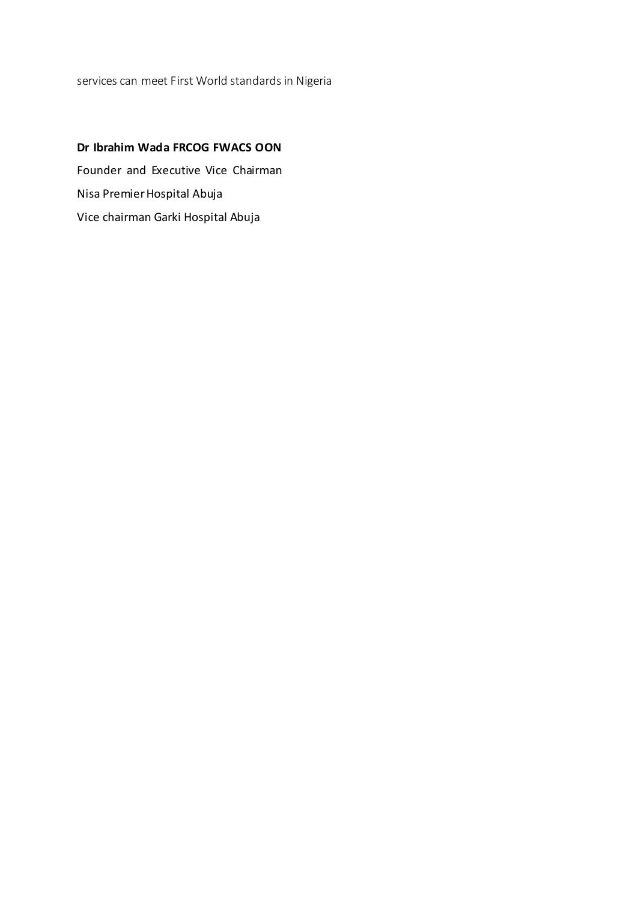services can meet First World standards in Nigeria

**Dr Ibrahim Wada FRCOG FWACS OON**

Founder and Executive Vice Chairman

Nisa Premier Hospital Abuja

Vice chairman Garki Hospital Abuja